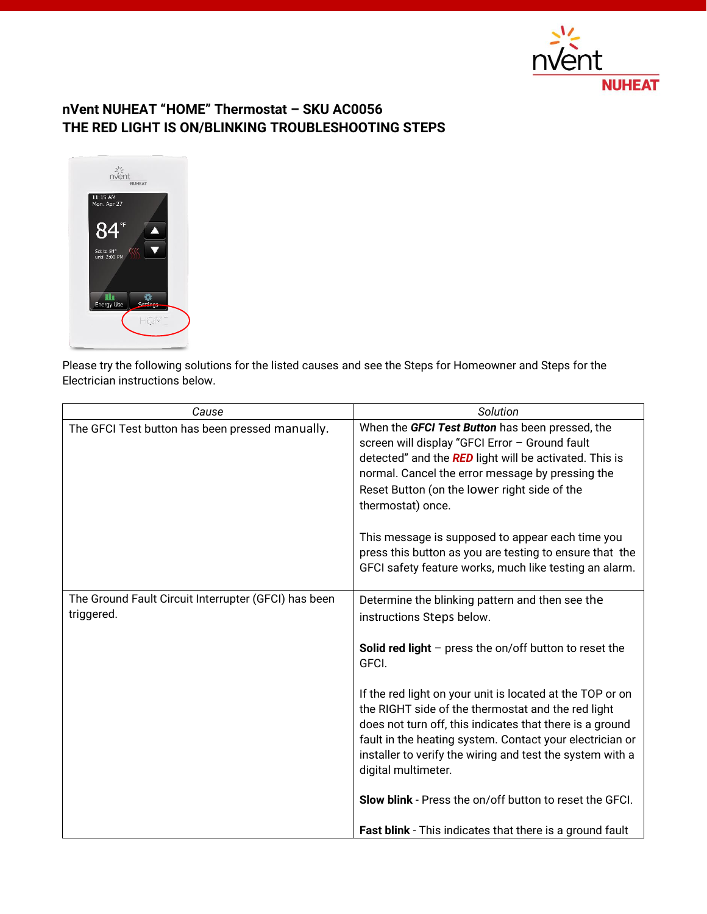## nVent NUHEAT "HOME" Thermostat – SKU AC0056
## THE RED LIGHT IS ON/BLINKING TROUBLESHOOTING STEPS

Please try the following solutions for the listed causes and see the Steps for Homeowner and Steps for the Electrician instructions below.

| *Cause* | *Solution* |
|---|---|
| The GFCI Test button has been pressed manually. | When the ***GFCI Test Button*** has been pressed, the screen will display "GFCI Error – Ground fault detected" and the ***RED*** light will be activated. This is normal. Cancel the error message by pressing the Reset Button (on the lower right side of the thermostat) once.<br><br>This message is supposed to appear each time you press this button as you are testing to ensure that the GFCI safety feature works, much like testing an alarm. |
| The Ground Fault Circuit Interrupter (GFCI) has been triggered. | Determine the blinking pattern and then see the instructions Steps below.<br><br>**Solid red light** – press the on/off button to reset the GFCI.<br><br>If the red light on your unit is located at the TOP or on the RIGHT side of the thermostat and the red light does not turn off, this indicates that there is a ground fault in the heating system. Contact your electrician or installer to verify the wiring and test the system with a digital multimeter.<br><br>**Slow blink** - Press the on/off button to reset the GFCI.<br><br>**Fast blink** - This indicates that there is a ground fault |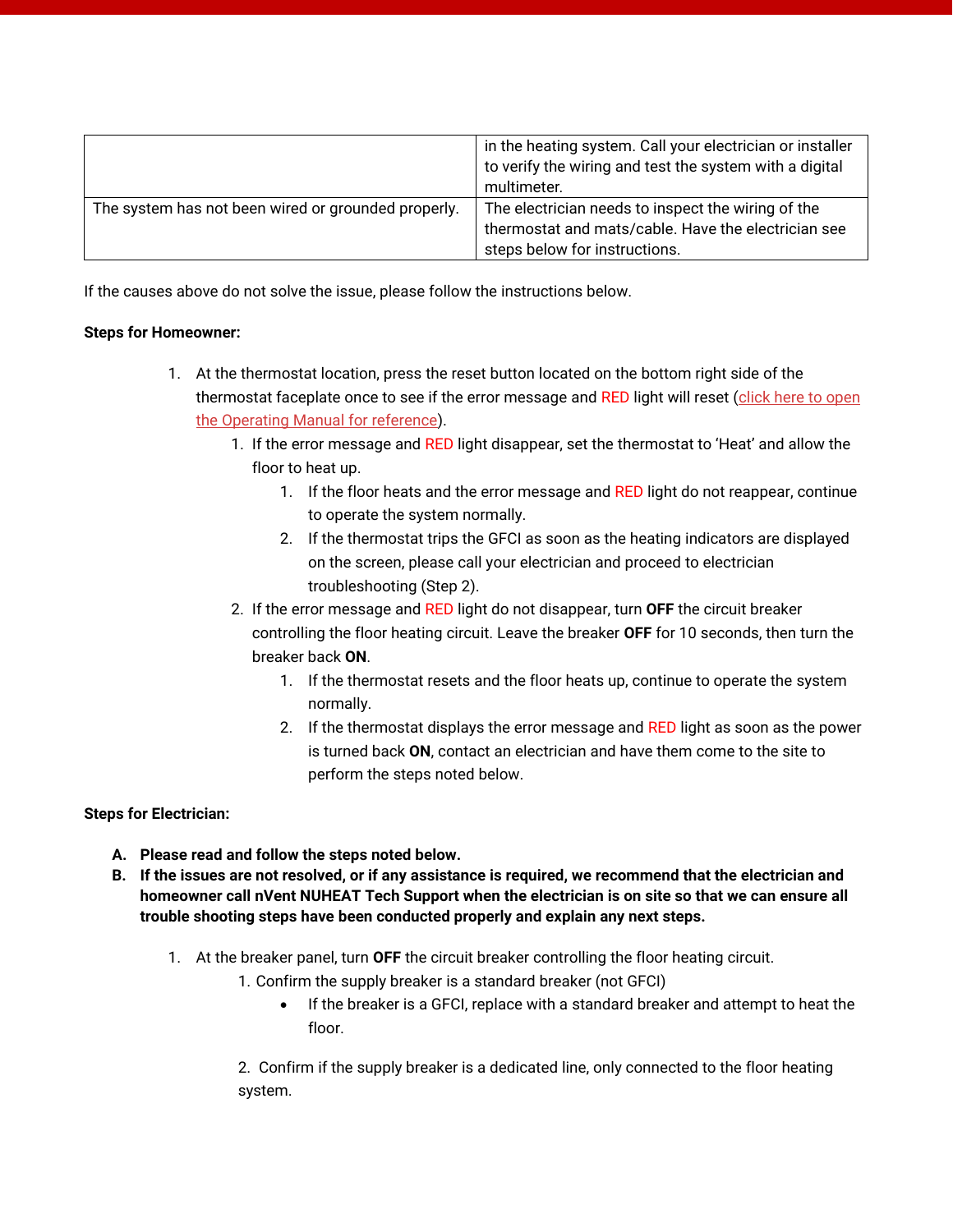| | |
|---|---|
| | in the heating system. Call your electrician or installer to verify the wiring and test the system with a digital multimeter. |
| The system has not been wired or grounded properly. | The electrician needs to inspect the wiring of the thermostat and mats/cable. Have the electrician see steps below for instructions. |

If the causes above do not solve the issue, please follow the instructions below.

**Steps for Homeowner:**

1. At the thermostat location, press the reset button located on the bottom right side of the thermostat faceplate once to see if the error message and RED light will reset (click here to open the Operating Manual for reference).
    1. If the error message and RED light disappear, set the thermostat to 'Heat' and allow the floor to heat up.
        1. If the floor heats and the error message and RED light do not reappear, continue to operate the system normally.
        2. If the thermostat trips the GFCI as soon as the heating indicators are displayed on the screen, please call your electrician and proceed to electrician troubleshooting (Step 2).
    2. If the error message and RED light do not disappear, turn **OFF** the circuit breaker controlling the floor heating circuit. Leave the breaker **OFF** for 10 seconds, then turn the breaker back **ON**.
        1. If the thermostat resets and the floor heats up, continue to operate the system normally.
        2. If the thermostat displays the error message and RED light as soon as the power is turned back **ON**, contact an electrician and have them come to the site to perform the steps noted below.

**Steps for Electrician:**

A. **Please read and follow the steps noted below.**

B. **If the issues are not resolved, or if any assistance is required, we recommend that the electrician and homeowner call nVent NUHEAT Tech Support when the electrician is on site so that we can ensure all trouble shooting steps have been conducted properly and explain any next steps.**

1. At the breaker panel, turn **OFF** the circuit breaker controlling the floor heating circuit.
    1. Confirm the supply breaker is a standard breaker (not GFCI)
        - If the breaker is a GFCI, replace with a standard breaker and attempt to heat the floor.
    2. Confirm if the supply breaker is a dedicated line, only connected to the floor heating system.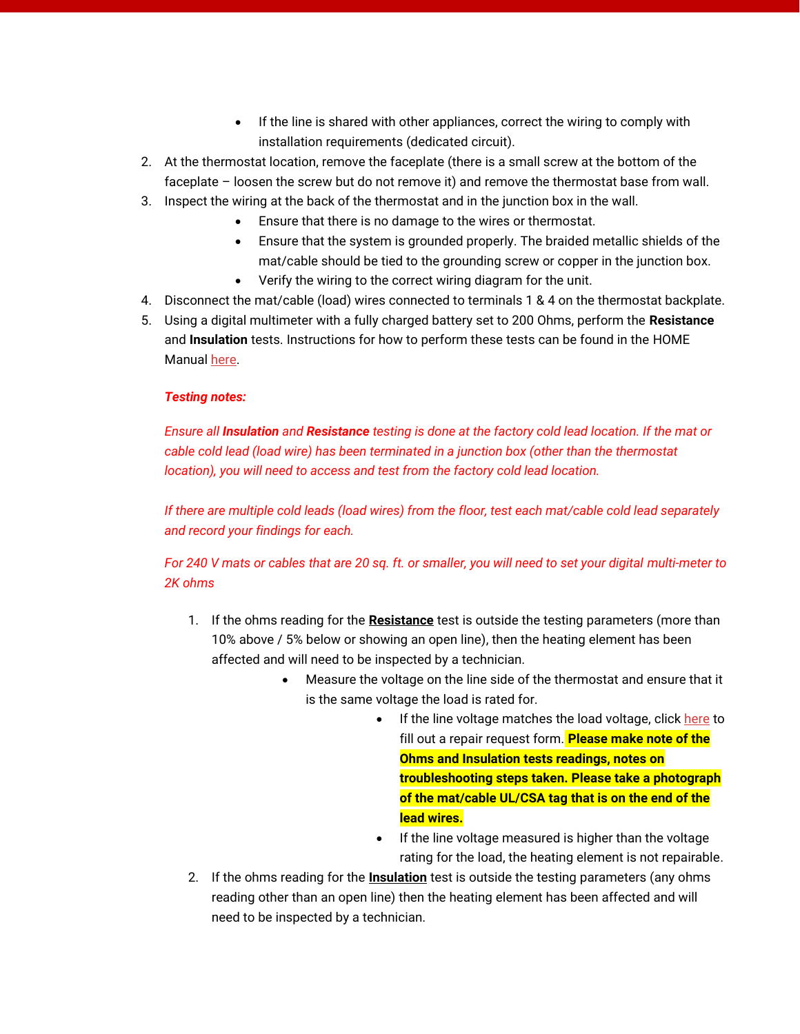- If the line is shared with other appliances, correct the wiring to comply with installation requirements (dedicated circuit).

2. At the thermostat location, remove the faceplate (there is a small screw at the bottom of the faceplate – loosen the screw but do not remove it) and remove the thermostat base from wall.
3. Inspect the wiring at the back of the thermostat and in the junction box in the wall.
   - Ensure that there is no damage to the wires or thermostat.
   - Ensure that the system is grounded properly. The braided metallic shields of the mat/cable should be tied to the grounding screw or copper in the junction box.
   - Verify the wiring to the correct wiring diagram for the unit.
4. Disconnect the mat/cable (load) wires connected to terminals 1 & 4 on the thermostat backplate.
5. Using a digital multimeter with a fully charged battery set to 200 Ohms, perform the **Resistance** and **Insulation** tests. Instructions for how to perform these tests can be found in the HOME Manual here.

   ***Testing notes:***

   *Ensure all **Insulation** and **Resistance** testing is done at the factory cold lead location. If the mat or cable cold lead (load wire) has been terminated in a junction box (other than the thermostat location), you will need to access and test from the factory cold lead location.*

   *If there are multiple cold leads (load wires) from the floor, test each mat/cable cold lead separately and record your findings for each.*

   *For 240 V mats or cables that are 20 sq. ft. or smaller, you will need to set your digital multi-meter to 2K ohms*

   1. If the ohms reading for the **Resistance** test is outside the testing parameters (more than 10% above / 5% below or showing an open line), then the heating element has been affected and will need to be inspected by a technician.
      - Measure the voltage on the line side of the thermostat and ensure that it is the same voltage the load is rated for.
        - If the line voltage matches the load voltage, click here to fill out a repair request form. **Please make note of the Ohms and Insulation tests readings, notes on troubleshooting steps taken. Please take a photograph of the mat/cable UL/CSA tag that is on the end of the lead wires.**
        - If the line voltage measured is higher than the voltage rating for the load, the heating element is not repairable.
   2. If the ohms reading for the **Insulation** test is outside the testing parameters (any ohms reading other than an open line) then the heating element has been affected and will need to be inspected by a technician.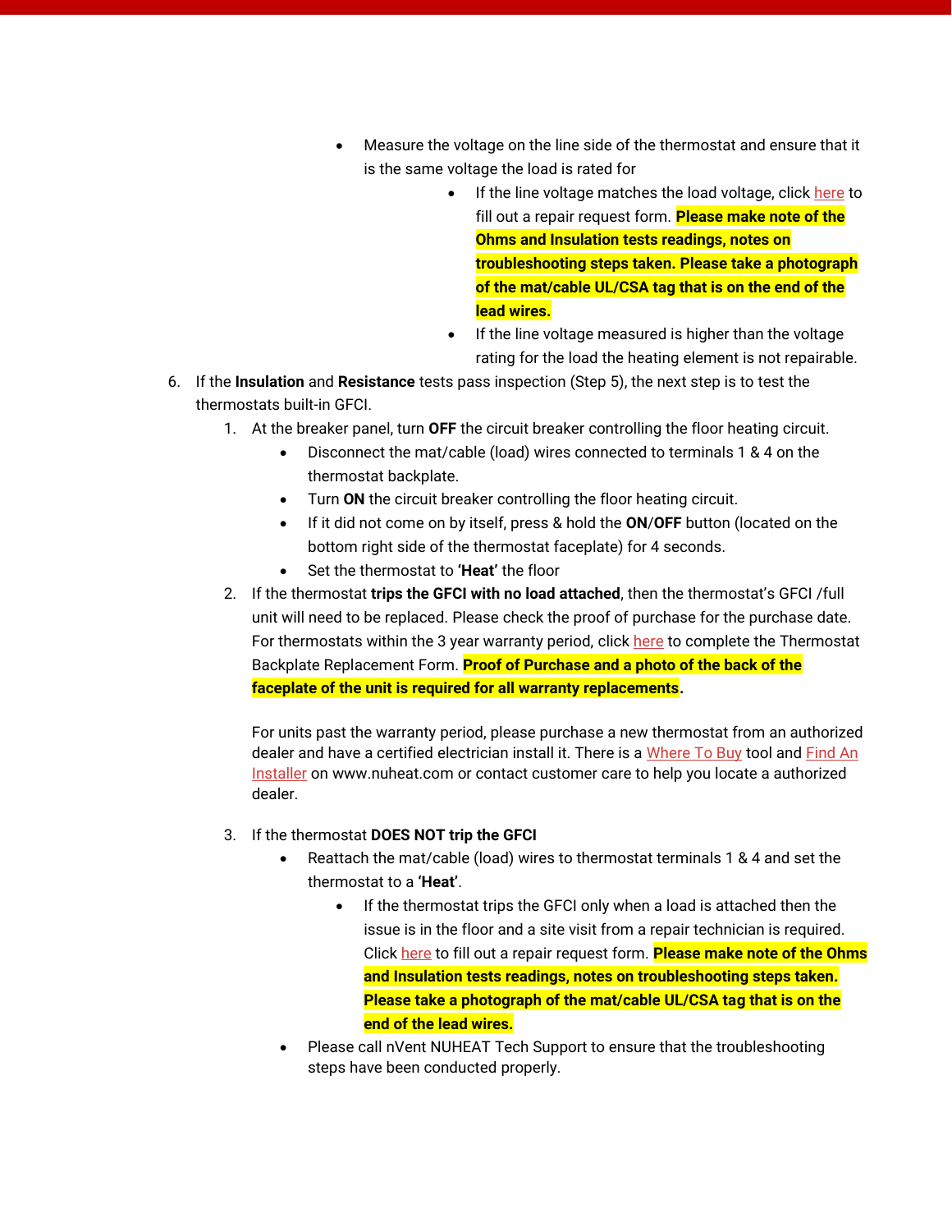- Measure the voltage on the line side of the thermostat and ensure that it is the same voltage the load is rated for
  - If the line voltage matches the load voltage, click here to fill out a repair request form. **Please make note of the Ohms and Insulation tests readings, notes on troubleshooting steps taken. Please take a photograph of the mat/cable UL/CSA tag that is on the end of the lead wires.**
  - If the line voltage measured is higher than the voltage rating for the load the heating element is not repairable.

6. If the **Insulation** and **Resistance** tests pass inspection (Step 5), the next step is to test the thermostats built-in GFCI.
   1. At the breaker panel, turn **OFF** the circuit breaker controlling the floor heating circuit.
      - Disconnect the mat/cable (load) wires connected to terminals 1 & 4 on the thermostat backplate.
      - Turn **ON** the circuit breaker controlling the floor heating circuit.
      - If it did not come on by itself, press & hold the **ON**/**OFF** button (located on the bottom right side of the thermostat faceplate) for 4 seconds.
      - Set the thermostat to **'Heat'** the floor
   2. If the thermostat **trips the GFCI with no load attached**, then the thermostat's GFCI /full unit will need to be replaced. Please check the proof of purchase for the purchase date. For thermostats within the 3 year warranty period, click here to complete the Thermostat Backplate Replacement Form. **Proof of Purchase and a photo of the back of the faceplate of the unit is required for all warranty replacements.**

      For units past the warranty period, please purchase a new thermostat from an authorized dealer and have a certified electrician install it. There is a Where To Buy tool and Find An Installer on www.nuheat.com or contact customer care to help you locate a authorized dealer.

   3. If the thermostat **DOES NOT trip the GFCI**
      - Reattach the mat/cable (load) wires to thermostat terminals 1 & 4 and set the thermostat to a **'Heat'**.
        - If the thermostat trips the GFCI only when a load is attached then the issue is in the floor and a site visit from a repair technician is required. Click here to fill out a repair request form. **Please make note of the Ohms and Insulation tests readings, notes on troubleshooting steps taken. Please take a photograph of the mat/cable UL/CSA tag that is on the end of the lead wires.**
      - Please call nVent NUHEAT Tech Support to ensure that the troubleshooting steps have been conducted properly.